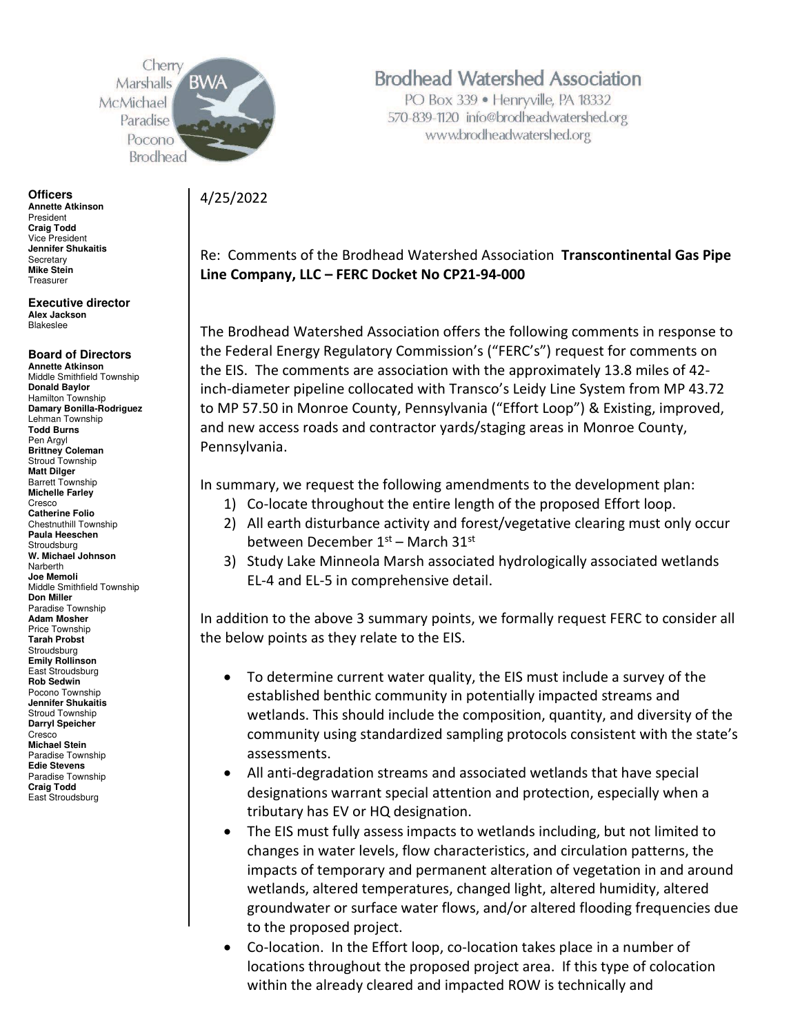Cherry
Marshalls
McMichael
Paradise
Pocono
Brodhead

# Brodhead Watershed Association

PO Box 339 • Henryville, PA 18332
570-839-1120 info@brodheadwatershed.org
www.brodheadwatershed.org

**Officers**
**Annette Atkinson**
President
**Craig Todd**
Vice President
**Jennifer Shukaitis**
Secretary
**Mike Stein**
Treasurer

**Executive director**
**Alex Jackson**
Blakeslee

**Board of Directors**
**Annette Atkinson**
Middle Smithfield Township
**Donald Baylor**
Hamilton Township
**Damary Bonilla-Rodriguez**
Lehman Township
**Todd Burns**
Pen Argyl
**Brittney Coleman**
Stroud Township
**Matt Dilger**
Barrett Township
**Michelle Farley**
Cresco
**Catherine Folio**
Chestnuthill Township
**Paula Heeschen**
Stroudsburg
**W. Michael Johnson**
Narberth
**Joe Memoli**
Middle Smithfield Township
**Don Miller**
Paradise Township
**Adam Mosher**
Price Township
**Tarah Probst**
Stroudsburg
**Emily Rollinson**
East Stroudsburg
**Rob Sedwin**
Pocono Township
**Jennifer Shukaitis**
Stroud Township
**Darryl Speicher**
Cresco
**Michael Stein**
Paradise Township
**Edie Stevens**
Paradise Township
**Craig Todd**
East Stroudsburg

4/25/2022

Re: Comments of the Brodhead Watershed Association **Transcontinental Gas Pipe Line Company, LLC – FERC Docket No CP21-94-000**

The Brodhead Watershed Association offers the following comments in response to the Federal Energy Regulatory Commission's ("FERC's") request for comments on the EIS. The comments are association with the approximately 13.8 miles of 42-inch-diameter pipeline collocated with Transco's Leidy Line System from MP 43.72 to MP 57.50 in Monroe County, Pennsylvania ("Effort Loop") & Existing, improved, and new access roads and contractor yards/staging areas in Monroe County, Pennsylvania.

In summary, we request the following amendments to the development plan:

1) Co-locate throughout the entire length of the proposed Effort loop.
2) All earth disturbance activity and forest/vegetative clearing must only occur between December 1st – March 31st
3) Study Lake Minneola Marsh associated hydrologically associated wetlands EL-4 and EL-5 in comprehensive detail.

In addition to the above 3 summary points, we formally request FERC to consider all the below points as they relate to the EIS.

- To determine current water quality, the EIS must include a survey of the established benthic community in potentially impacted streams and wetlands. This should include the composition, quantity, and diversity of the community using standardized sampling protocols consistent with the state's assessments.
- All anti-degradation streams and associated wetlands that have special designations warrant special attention and protection, especially when a tributary has EV or HQ designation.
- The EIS must fully assess impacts to wetlands including, but not limited to changes in water levels, flow characteristics, and circulation patterns, the impacts of temporary and permanent alteration of vegetation in and around wetlands, altered temperatures, changed light, altered humidity, altered groundwater or surface water flows, and/or altered flooding frequencies due to the proposed project.
- Co-location. In the Effort loop, co-location takes place in a number of locations throughout the proposed project area. If this type of colocation within the already cleared and impacted ROW is technically and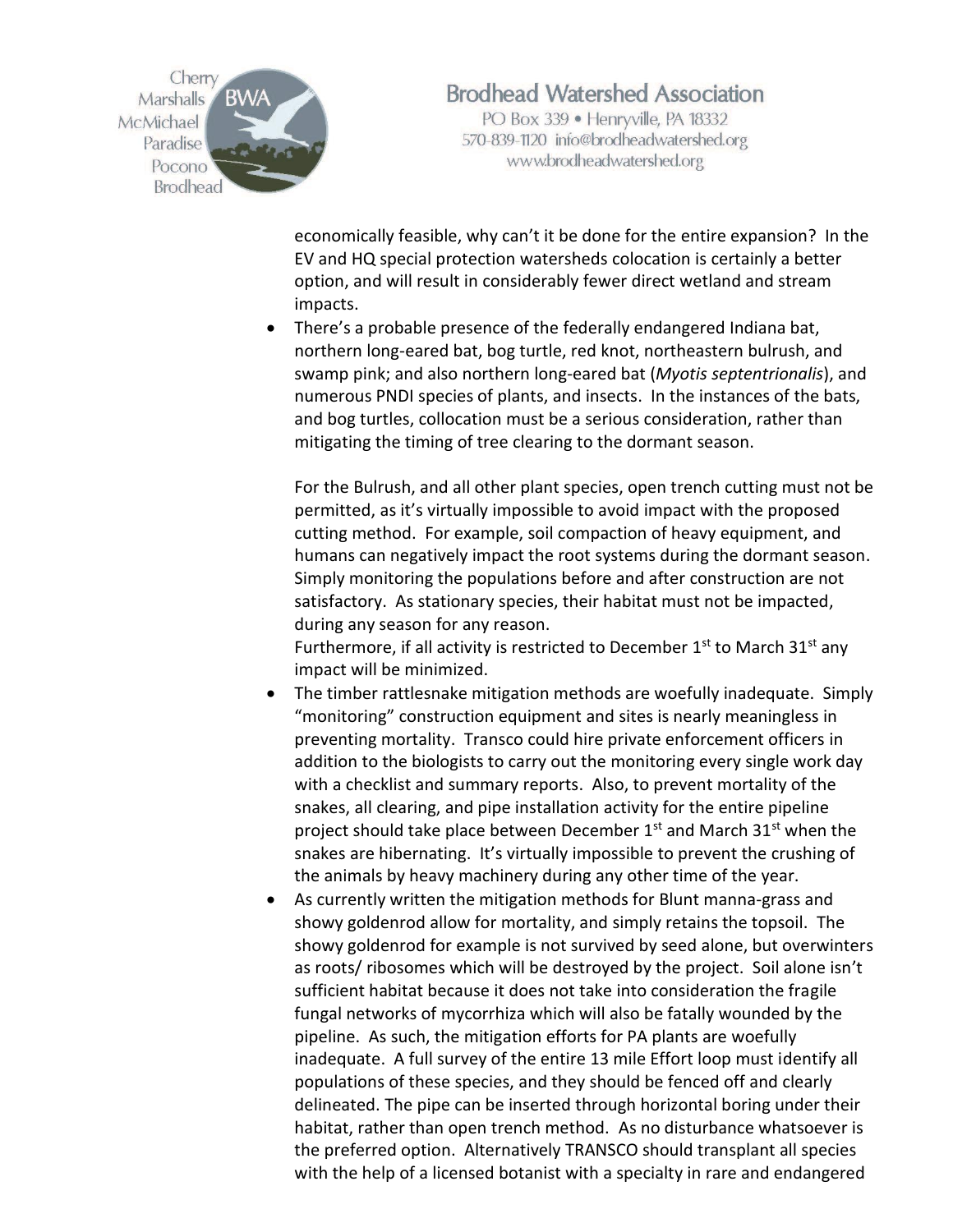economically feasible, why can't it be done for the entire expansion? In the EV and HQ special protection watersheds colocation is certainly a better option, and will result in considerably fewer direct wetland and stream impacts.

- There's a probable presence of the federally endangered Indiana bat, northern long-eared bat, bog turtle, red knot, northeastern bulrush, and swamp pink; and also northern long-eared bat (*Myotis septentrionalis*), and numerous PNDI species of plants, and insects. In the instances of the bats, and bog turtles, collocation must be a serious consideration, rather than mitigating the timing of tree clearing to the dormant season.

  For the Bulrush, and all other plant species, open trench cutting must not be permitted, as it's virtually impossible to avoid impact with the proposed cutting method. For example, soil compaction of heavy equipment, and humans can negatively impact the root systems during the dormant season. Simply monitoring the populations before and after construction are not satisfactory. As stationary species, their habitat must not be impacted, during any season for any reason.
  Furthermore, if all activity is restricted to December 1st to March 31st any impact will be minimized.
- The timber rattlesnake mitigation methods are woefully inadequate. Simply "monitoring" construction equipment and sites is nearly meaningless in preventing mortality. Transco could hire private enforcement officers in addition to the biologists to carry out the monitoring every single work day with a checklist and summary reports. Also, to prevent mortality of the snakes, all clearing, and pipe installation activity for the entire pipeline project should take place between December 1st and March 31st when the snakes are hibernating. It's virtually impossible to prevent the crushing of the animals by heavy machinery during any other time of the year.
- As currently written the mitigation methods for Blunt manna-grass and showy goldenrod allow for mortality, and simply retains the topsoil. The showy goldenrod for example is not survived by seed alone, but overwinters as roots/ ribosomes which will be destroyed by the project. Soil alone isn't sufficient habitat because it does not take into consideration the fragile fungal networks of mycorrhiza which will also be fatally wounded by the pipeline. As such, the mitigation efforts for PA plants are woefully inadequate. A full survey of the entire 13 mile Effort loop must identify all populations of these species, and they should be fenced off and clearly delineated. The pipe can be inserted through horizontal boring under their habitat, rather than open trench method. As no disturbance whatsoever is the preferred option. Alternatively TRANSCO should transplant all species with the help of a licensed botanist with a specialty in rare and endangered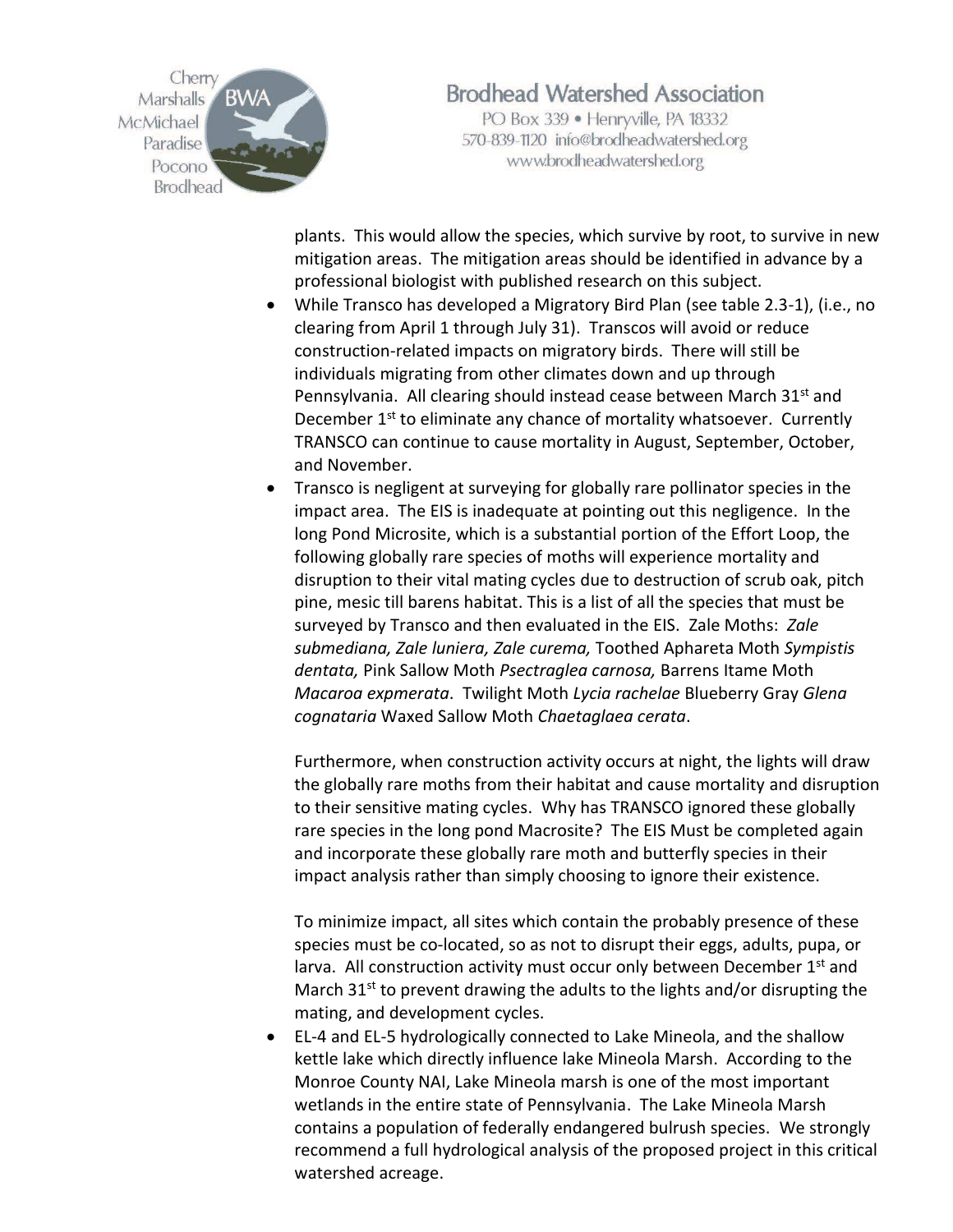plants. This would allow the species, which survive by root, to survive in new mitigation areas. The mitigation areas should be identified in advance by a professional biologist with published research on this subject.

- While Transco has developed a Migratory Bird Plan (see table 2.3-1), (i.e., no clearing from April 1 through July 31). Transcos will avoid or reduce construction-related impacts on migratory birds. There will still be individuals migrating from other climates down and up through Pennsylvania. All clearing should instead cease between March 31st and December 1st to eliminate any chance of mortality whatsoever. Currently TRANSCO can continue to cause mortality in August, September, October, and November.
- Transco is negligent at surveying for globally rare pollinator species in the impact area. The EIS is inadequate at pointing out this negligence. In the long Pond Microsite, which is a substantial portion of the Effort Loop, the following globally rare species of moths will experience mortality and disruption to their vital mating cycles due to destruction of scrub oak, pitch pine, mesic till barens habitat. This is a list of all the species that must be surveyed by Transco and then evaluated in the EIS. Zale Moths: *Zale submediana, Zale luniera, Zale curema,* Toothed Aphareta Moth *Sympistis dentata,* Pink Sallow Moth *Psectraglea carnosa,* Barrens Itame Moth *Macaroa expmerata*. Twilight Moth *Lycia rachelae* Blueberry Gray *Glena cognataria* Waxed Sallow Moth *Chaetaglaea cerata*.

  Furthermore, when construction activity occurs at night, the lights will draw the globally rare moths from their habitat and cause mortality and disruption to their sensitive mating cycles. Why has TRANSCO ignored these globally rare species in the long pond Macrosite? The EIS Must be completed again and incorporate these globally rare moth and butterfly species in their impact analysis rather than simply choosing to ignore their existence.

  To minimize impact, all sites which contain the probably presence of these species must be co-located, so as not to disrupt their eggs, adults, pupa, or larva. All construction activity must occur only between December 1st and March 31st to prevent drawing the adults to the lights and/or disrupting the mating, and development cycles.
- EL-4 and EL-5 hydrologically connected to Lake Mineola, and the shallow kettle lake which directly influence lake Mineola Marsh. According to the Monroe County NAI, Lake Mineola marsh is one of the most important wetlands in the entire state of Pennsylvania. The Lake Mineola Marsh contains a population of federally endangered bulrush species. We strongly recommend a full hydrological analysis of the proposed project in this critical watershed acreage.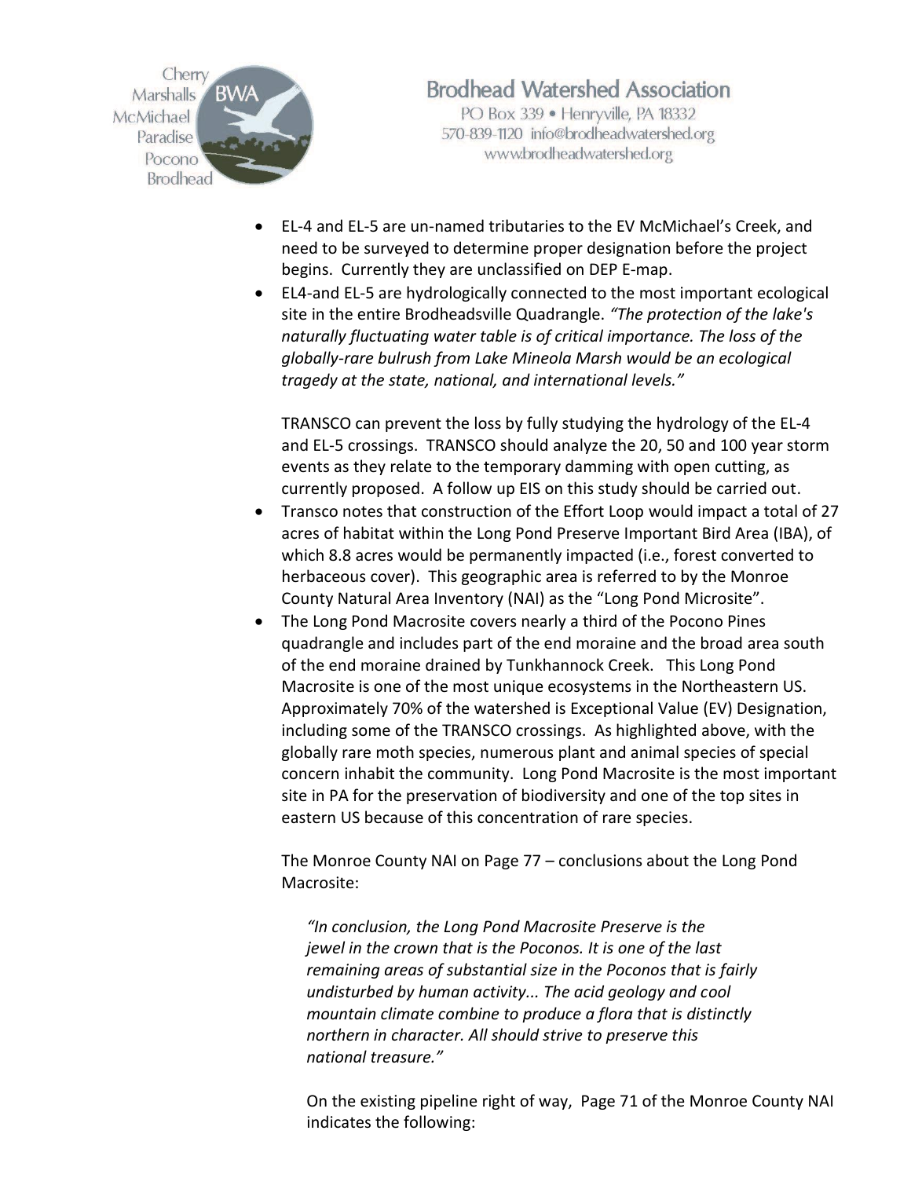- EL-4 and EL-5 are un-named tributaries to the EV McMichael's Creek, and need to be surveyed to determine proper designation before the project begins. Currently they are unclassified on DEP E-map.
- EL4-and EL-5 are hydrologically connected to the most important ecological site in the entire Brodheadsville Quadrangle. *"The protection of the lake's naturally fluctuating water table is of critical importance. The loss of the globally-rare bulrush from Lake Mineola Marsh would be an ecological tragedy at the state, national, and international levels."*

  TRANSCO can prevent the loss by fully studying the hydrology of the EL-4 and EL-5 crossings. TRANSCO should analyze the 20, 50 and 100 year storm events as they relate to the temporary damming with open cutting, as currently proposed. A follow up EIS on this study should be carried out.
- Transco notes that construction of the Effort Loop would impact a total of 27 acres of habitat within the Long Pond Preserve Important Bird Area (IBA), of which 8.8 acres would be permanently impacted (i.e., forest converted to herbaceous cover). This geographic area is referred to by the Monroe County Natural Area Inventory (NAI) as the "Long Pond Microsite".
- The Long Pond Macrosite covers nearly a third of the Pocono Pines quadrangle and includes part of the end moraine and the broad area south of the end moraine drained by Tunkhannock Creek. This Long Pond Macrosite is one of the most unique ecosystems in the Northeastern US. Approximately 70% of the watershed is Exceptional Value (EV) Designation, including some of the TRANSCO crossings. As highlighted above, with the globally rare moth species, numerous plant and animal species of special concern inhabit the community. Long Pond Macrosite is the most important site in PA for the preservation of biodiversity and one of the top sites in eastern US because of this concentration of rare species.

  The Monroe County NAI on Page 77 – conclusions about the Long Pond Macrosite:

  > *"In conclusion, the Long Pond Macrosite Preserve is the jewel in the crown that is the Poconos. It is one of the last remaining areas of substantial size in the Poconos that is fairly undisturbed by human activity... The acid geology and cool mountain climate combine to produce a flora that is distinctly northern in character. All should strive to preserve this national treasure."*

  On the existing pipeline right of way, Page 71 of the Monroe County NAI indicates the following: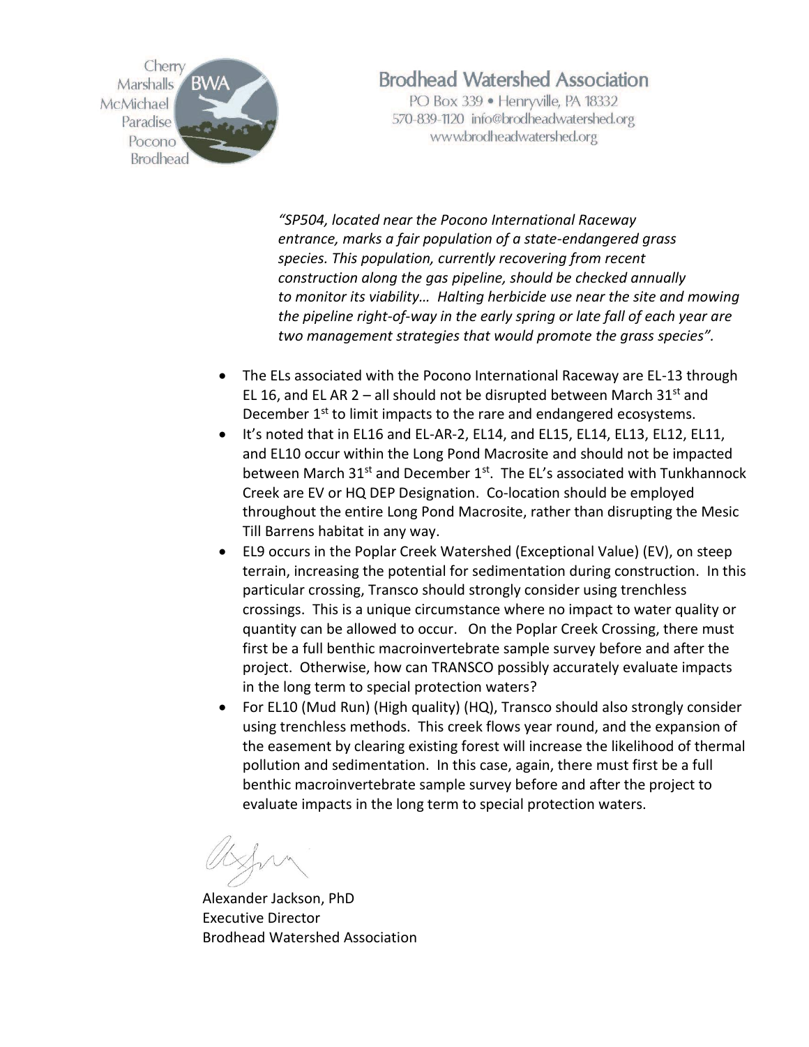**Brodhead Watershed Association**

PO Box 339 • Henryville, PA 18332

570-839-1120 info@brodheadwatershed.org

www.brodheadwatershed.org

> *"SP504, located near the Pocono International Raceway entrance, marks a fair population of a state-endangered grass species. This population, currently recovering from recent construction along the gas pipeline, should be checked annually to monitor its viability… Halting herbicide use near the site and mowing the pipeline right-of-way in the early spring or late fall of each year are two management strategies that would promote the grass species".*

- The ELs associated with the Pocono International Raceway are EL-13 through EL 16, and EL AR 2 – all should not be disrupted between March 31st and December 1st to limit impacts to the rare and endangered ecosystems.
- It's noted that in EL16 and EL-AR-2, EL14, and EL15, EL14, EL13, EL12, EL11, and EL10 occur within the Long Pond Macrosite and should not be impacted between March 31st and December 1st. The EL's associated with Tunkhannock Creek are EV or HQ DEP Designation. Co-location should be employed throughout the entire Long Pond Macrosite, rather than disrupting the Mesic Till Barrens habitat in any way.
- EL9 occurs in the Poplar Creek Watershed (Exceptional Value) (EV), on steep terrain, increasing the potential for sedimentation during construction. In this particular crossing, Transco should strongly consider using trenchless crossings. This is a unique circumstance where no impact to water quality or quantity can be allowed to occur. On the Poplar Creek Crossing, there must first be a full benthic macroinvertebrate sample survey before and after the project. Otherwise, how can TRANSCO possibly accurately evaluate impacts in the long term to special protection waters?
- For EL10 (Mud Run) (High quality) (HQ), Transco should also strongly consider using trenchless methods. This creek flows year round, and the expansion of the easement by clearing existing forest will increase the likelihood of thermal pollution and sedimentation. In this case, again, there must first be a full benthic macroinvertebrate sample survey before and after the project to evaluate impacts in the long term to special protection waters.

Alexander Jackson, PhD
Executive Director
Brodhead Watershed Association